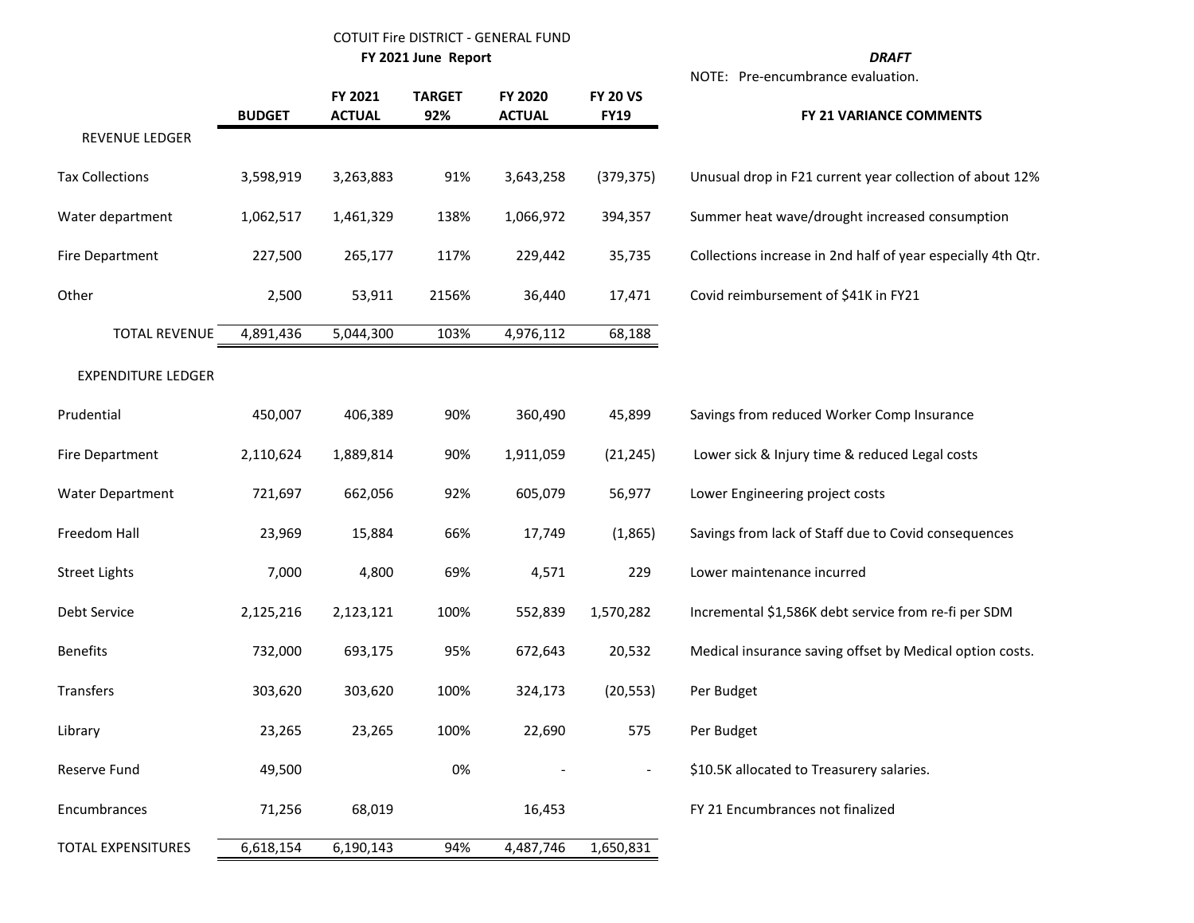COTUIT Fire DISTRICT - GENERAL FUND

**FY 2021 June Report**

***DRAFT***

NOTE: Pre-encumbrance evaluation.

| | BUDGET | FY 2021 ACTUAL | TARGET 92% | FY 2020 ACTUAL | FY 20 VS FY19 | FY 21 VARIANCE COMMENTS |
|---|---|---|---|---|---|---|
| REVENUE LEDGER | | | | | | |
| Tax Collections | 3,598,919 | 3,263,883 | 91% | 3,643,258 | (379,375) | Unusual drop in F21 current year collection of about 12% |
| Water department | 1,062,517 | 1,461,329 | 138% | 1,066,972 | 394,357 | Summer heat wave/drought increased consumption |
| Fire Department | 227,500 | 265,177 | 117% | 229,442 | 35,735 | Collections increase in 2nd half of year especially 4th Qtr. |
| Other | 2,500 | 53,911 | 2156% | 36,440 | 17,471 | Covid reimbursement of $41K in FY21 |
| TOTAL REVENUE | 4,891,436 | 5,044,300 | 103% | 4,976,112 | 68,188 | |
| EXPENDITURE LEDGER | | | | | | |
| Prudential | 450,007 | 406,389 | 90% | 360,490 | 45,899 | Savings from reduced Worker Comp Insurance |
| Fire Department | 2,110,624 | 1,889,814 | 90% | 1,911,059 | (21,245) | Lower sick & Injury time & reduced Legal costs |
| Water Department | 721,697 | 662,056 | 92% | 605,079 | 56,977 | Lower Engineering project costs |
| Freedom Hall | 23,969 | 15,884 | 66% | 17,749 | (1,865) | Savings from lack of Staff due to Covid consequences |
| Street Lights | 7,000 | 4,800 | 69% | 4,571 | 229 | Lower maintenance incurred |
| Debt Service | 2,125,216 | 2,123,121 | 100% | 552,839 | 1,570,282 | Incremental $1,586K debt service from re-fi per SDM |
| Benefits | 732,000 | 693,175 | 95% | 672,643 | 20,532 | Medical insurance saving offset by Medical option costs. |
| Transfers | 303,620 | 303,620 | 100% | 324,173 | (20,553) | Per Budget |
| Library | 23,265 | 23,265 | 100% | 22,690 | 575 | Per Budget |
| Reserve Fund | 49,500 | | 0% | - | - | $10.5K allocated to Treasurery salaries. |
| Encumbrances | 71,256 | 68,019 | | 16,453 | | FY 21 Encumbrances not finalized |
| TOTAL EXPENSITURES | 6,618,154 | 6,190,143 | 94% | 4,487,746 | 1,650,831 | |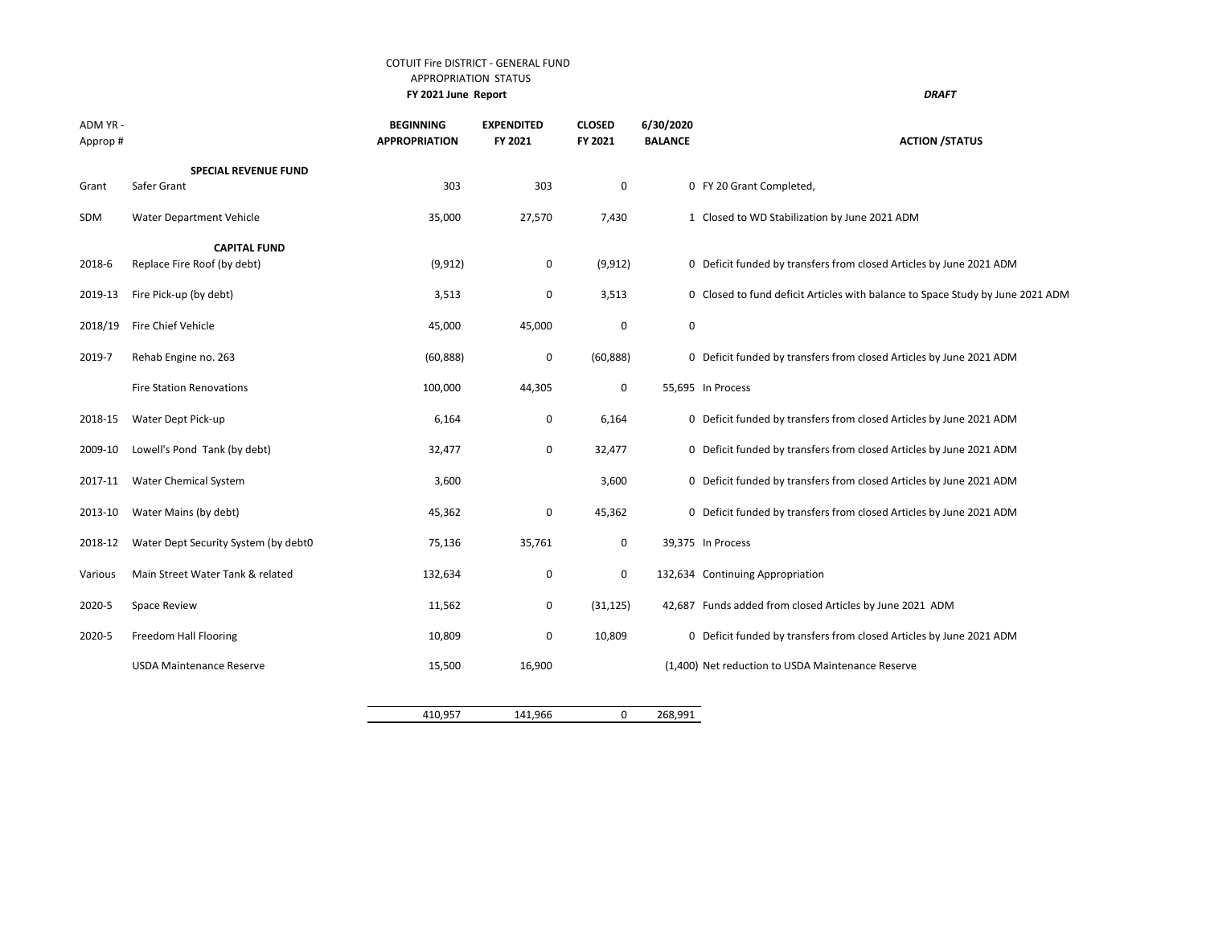COTUIT Fire DISTRICT - GENERAL FUND

APPROPRIATION STATUS

**FY 2021 June Report**

***DRAFT***

| ADM YR - Approp # | | BEGINNING APPROPRIATION | EXPENDITED FY 2021 | CLOSED FY 2021 | 6/30/2020 BALANCE | ACTION /STATUS |
|---|---|---|---|---|---|---|
| | **SPECIAL REVENUE FUND** | | | | | |
| Grant | Safer Grant | 303 | 303 | 0 | 0 | FY 20 Grant Completed, |
| SDM | Water Department Vehicle | 35,000 | 27,570 | 7,430 | 1 | Closed to WD Stabilization by June 2021 ADM |
| | **CAPITAL FUND** | | | | | |
| 2018-6 | Replace Fire Roof (by debt) | (9,912) | 0 | (9,912) | 0 | Deficit funded by transfers from closed Articles by June 2021 ADM |
| 2019-13 | Fire Pick-up (by debt) | 3,513 | 0 | 3,513 | 0 | Closed to fund deficit Articles with balance to Space Study by June 2021 ADM |
| 2018/19 | Fire Chief Vehicle | 45,000 | 45,000 | 0 | 0 | |
| 2019-7 | Rehab Engine no. 263 | (60,888) | 0 | (60,888) | 0 | Deficit funded by transfers from closed Articles by June 2021 ADM |
| | Fire Station Renovations | 100,000 | 44,305 | 0 | 55,695 | In Process |
| 2018-15 | Water Dept Pick-up | 6,164 | 0 | 6,164 | 0 | Deficit funded by transfers from closed Articles by June 2021 ADM |
| 2009-10 | Lowell's Pond Tank (by debt) | 32,477 | 0 | 32,477 | 0 | Deficit funded by transfers from closed Articles by June 2021 ADM |
| 2017-11 | Water Chemical System | 3,600 | | 3,600 | 0 | Deficit funded by transfers from closed Articles by June 2021 ADM |
| 2013-10 | Water Mains (by debt) | 45,362 | 0 | 45,362 | 0 | Deficit funded by transfers from closed Articles by June 2021 ADM |
| 2018-12 | Water Dept Security System (by debt0 | 75,136 | 35,761 | 0 | 39,375 | In Process |
| Various | Main Street Water Tank & related | 132,634 | 0 | 0 | 132,634 | Continuing Appropriation |
| 2020-5 | Space Review | 11,562 | 0 | (31,125) | 42,687 | Funds added from closed Articles by June 2021 ADM |
| 2020-5 | Freedom Hall Flooring | 10,809 | 0 | 10,809 | 0 | Deficit funded by transfers from closed Articles by June 2021 ADM |
| | USDA Maintenance Reserve | 15,500 | 16,900 | | (1,400) | Net reduction to USDA Maintenance Reserve |
| | | 410,957 | 141,966 | 0 | 268,991 | |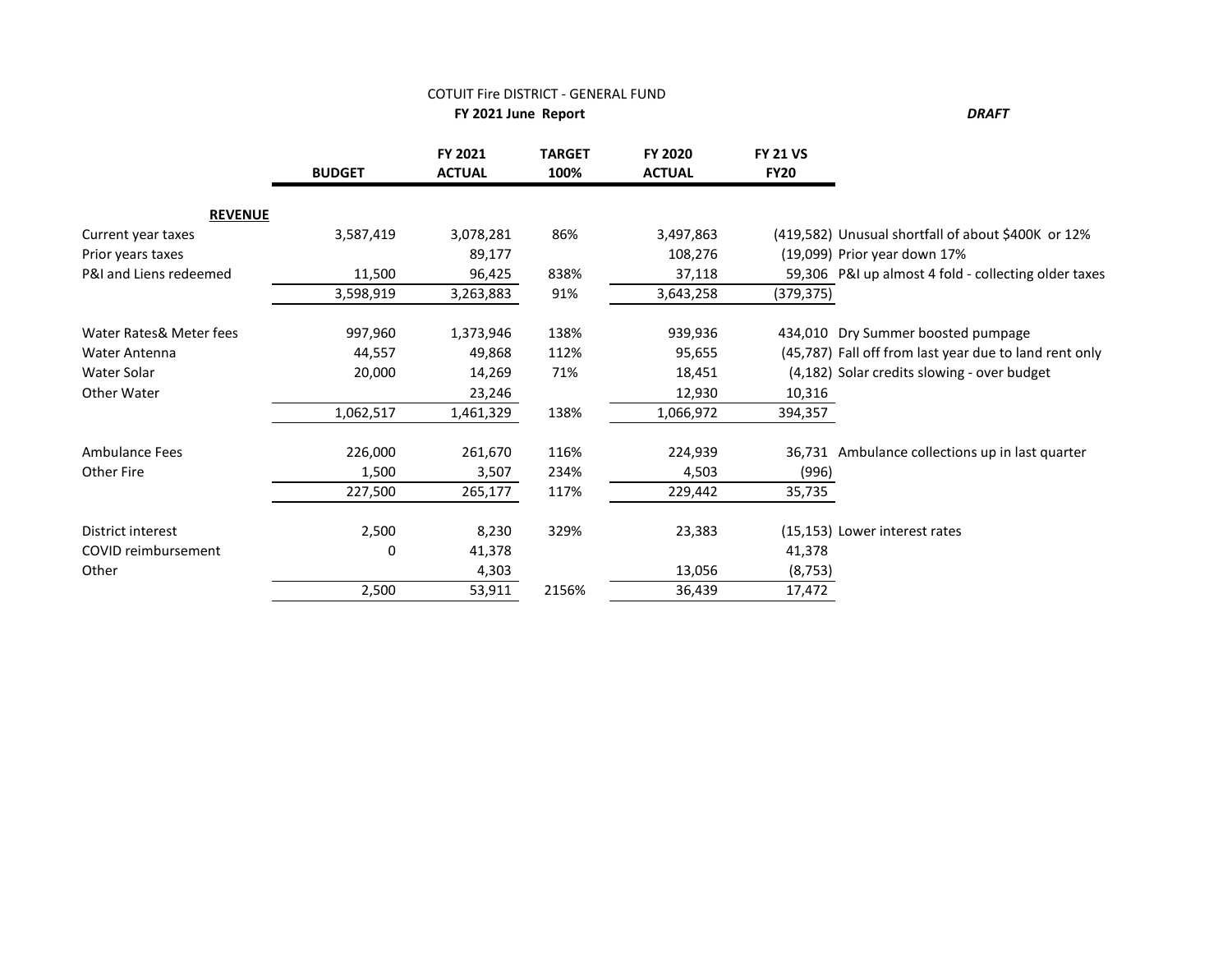COTUIT Fire DISTRICT - GENERAL FUND

**FY 2021 June Report**

***DRAFT***

| | **BUDGET** | **FY 2021 ACTUAL** | **TARGET 100%** | **FY 2020 ACTUAL** | **FY 21 VS FY20** | |
|---|---|---|---|---|---|---|
| **REVENUE** | | | | | | |
| Current year taxes | 3,587,419 | 3,078,281 | 86% | 3,497,863 | (419,582) | Unusual shortfall of about $400K or 12% |
| Prior years taxes | | 89,177 | | 108,276 | (19,099) | Prior year down 17% |
| P&I and Liens redeemed | 11,500 | 96,425 | 838% | 37,118 | 59,306 | P&I up almost 4 fold - collecting older taxes |
| | 3,598,919 | 3,263,883 | 91% | 3,643,258 | (379,375) | |
| Water Rates& Meter fees | 997,960 | 1,373,946 | 138% | 939,936 | 434,010 | Dry Summer boosted pumpage |
| Water Antenna | 44,557 | 49,868 | 112% | 95,655 | (45,787) | Fall off from last year due to land rent only |
| Water Solar | 20,000 | 14,269 | 71% | 18,451 | (4,182) | Solar credits slowing - over budget |
| Other Water | | 23,246 | | 12,930 | 10,316 | |
| | 1,062,517 | 1,461,329 | 138% | 1,066,972 | 394,357 | |
| Ambulance Fees | 226,000 | 261,670 | 116% | 224,939 | 36,731 | Ambulance collections up in last quarter |
| Other Fire | 1,500 | 3,507 | 234% | 4,503 | (996) | |
| | 227,500 | 265,177 | 117% | 229,442 | 35,735 | |
| District interest | 2,500 | 8,230 | 329% | 23,383 | (15,153) | Lower interest rates |
| COVID reimbursement | 0 | 41,378 | | | 41,378 | |
| Other | | 4,303 | | 13,056 | (8,753) | |
| | 2,500 | 53,911 | 2156% | 36,439 | 17,472 | |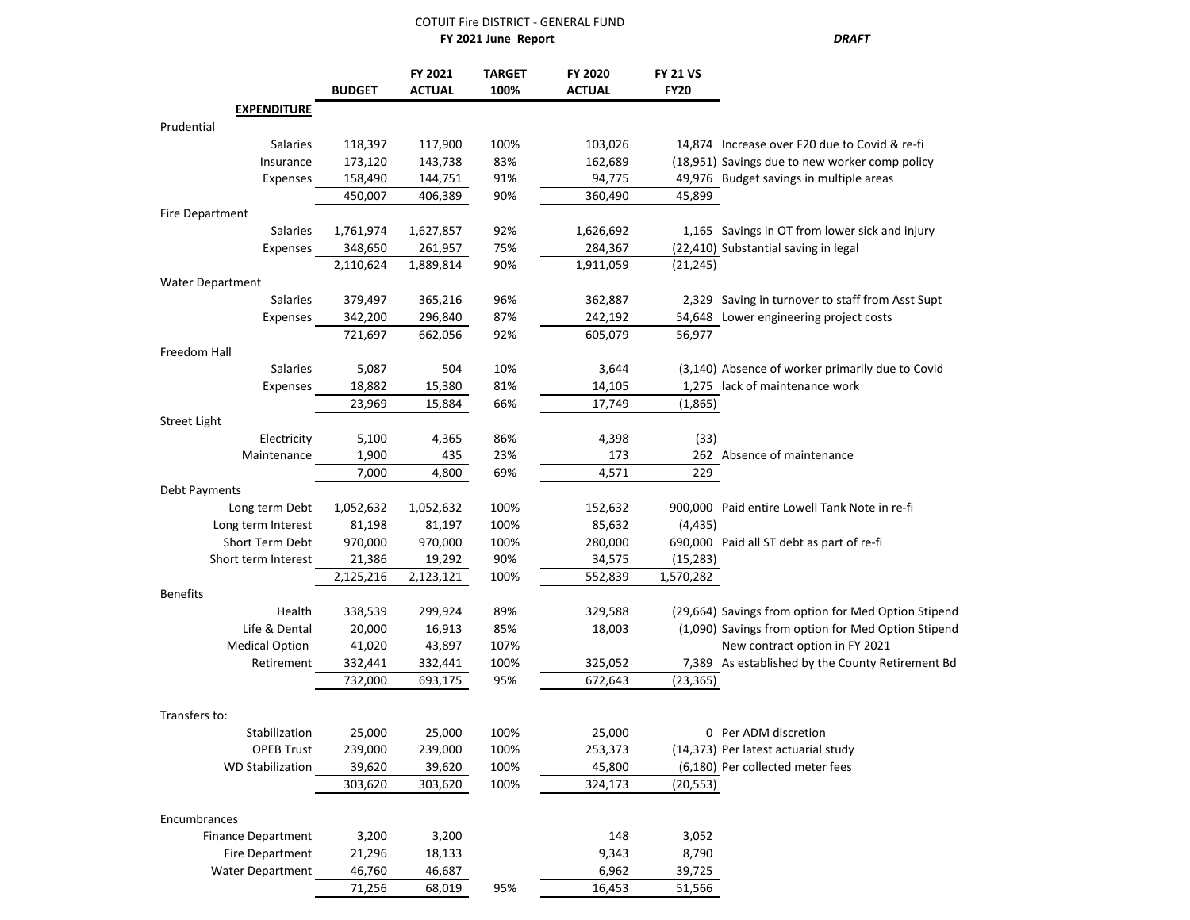COTUIT Fire DISTRICT - GENERAL FUND

**FY 2021 June Report**

***DRAFT***

| | BUDGET | FY 2021 ACTUAL | TARGET 100% | FY 2020 ACTUAL | FY 21 VS FY20 | |
|---|---|---|---|---|---|---|
| **EXPENDITURE** | | | | | | |
| Prudential | | | | | | |
| Salaries | 118,397 | 117,900 | 100% | 103,026 | 14,874 | Increase over F20 due to Covid & re-fi |
| Insurance | 173,120 | 143,738 | 83% | 162,689 | (18,951) | Savings due to new worker comp policy |
| Expenses | 158,490 | 144,751 | 91% | 94,775 | 49,976 | Budget savings in multiple areas |
| | 450,007 | 406,389 | 90% | 360,490 | 45,899 | |
| Fire Department | | | | | | |
| Salaries | 1,761,974 | 1,627,857 | 92% | 1,626,692 | 1,165 | Savings in OT from lower sick and injury |
| Expenses | 348,650 | 261,957 | 75% | 284,367 | (22,410) | Substantial saving in legal |
| | 2,110,624 | 1,889,814 | 90% | 1,911,059 | (21,245) | |
| Water Department | | | | | | |
| Salaries | 379,497 | 365,216 | 96% | 362,887 | 2,329 | Saving in turnover to staff from Asst Supt |
| Expenses | 342,200 | 296,840 | 87% | 242,192 | 54,648 | Lower engineering project costs |
| | 721,697 | 662,056 | 92% | 605,079 | 56,977 | |
| Freedom Hall | | | | | | |
| Salaries | 5,087 | 504 | 10% | 3,644 | (3,140) | Absence of worker primarily due to Covid |
| Expenses | 18,882 | 15,380 | 81% | 14,105 | 1,275 | lack of maintenance work |
| | 23,969 | 15,884 | 66% | 17,749 | (1,865) | |
| Street Light | | | | | | |
| Electricity | 5,100 | 4,365 | 86% | 4,398 | (33) | |
| Maintenance | 1,900 | 435 | 23% | 173 | 262 | Absence of maintenance |
| | 7,000 | 4,800 | 69% | 4,571 | 229 | |
| Debt Payments | | | | | | |
| Long term Debt | 1,052,632 | 1,052,632 | 100% | 152,632 | 900,000 | Paid entire Lowell Tank Note in re-fi |
| Long term Interest | 81,198 | 81,197 | 100% | 85,632 | (4,435) | |
| Short Term Debt | 970,000 | 970,000 | 100% | 280,000 | 690,000 | Paid all ST debt as part of re-fi |
| Short term Interest | 21,386 | 19,292 | 90% | 34,575 | (15,283) | |
| | 2,125,216 | 2,123,121 | 100% | 552,839 | 1,570,282 | |
| Benefits | | | | | | |
| Health | 338,539 | 299,924 | 89% | 329,588 | (29,664) | Savings from option for Med Option Stipend |
| Life & Dental | 20,000 | 16,913 | 85% | 18,003 | (1,090) | Savings from option for Med Option Stipend |
| Medical Option | 41,020 | 43,897 | 107% | | | New contract option in FY 2021 |
| Retirement | 332,441 | 332,441 | 100% | 325,052 | 7,389 | As established by the County Retirement Bd |
| | 732,000 | 693,175 | 95% | 672,643 | (23,365) | |
| Transfers to: | | | | | | |
| Stabilization | 25,000 | 25,000 | 100% | 25,000 | 0 | Per ADM discretion |
| OPEB Trust | 239,000 | 239,000 | 100% | 253,373 | (14,373) | Per latest actuarial study |
| WD Stabilization | 39,620 | 39,620 | 100% | 45,800 | (6,180) | Per collected meter fees |
| | 303,620 | 303,620 | 100% | 324,173 | (20,553) | |
| Encumbrances | | | | | | |
| Finance Department | 3,200 | 3,200 | | 148 | 3,052 | |
| Fire Department | 21,296 | 18,133 | | 9,343 | 8,790 | |
| Water Department | 46,760 | 46,687 | | 6,962 | 39,725 | |
| | 71,256 | 68,019 | 95% | 16,453 | 51,566 | |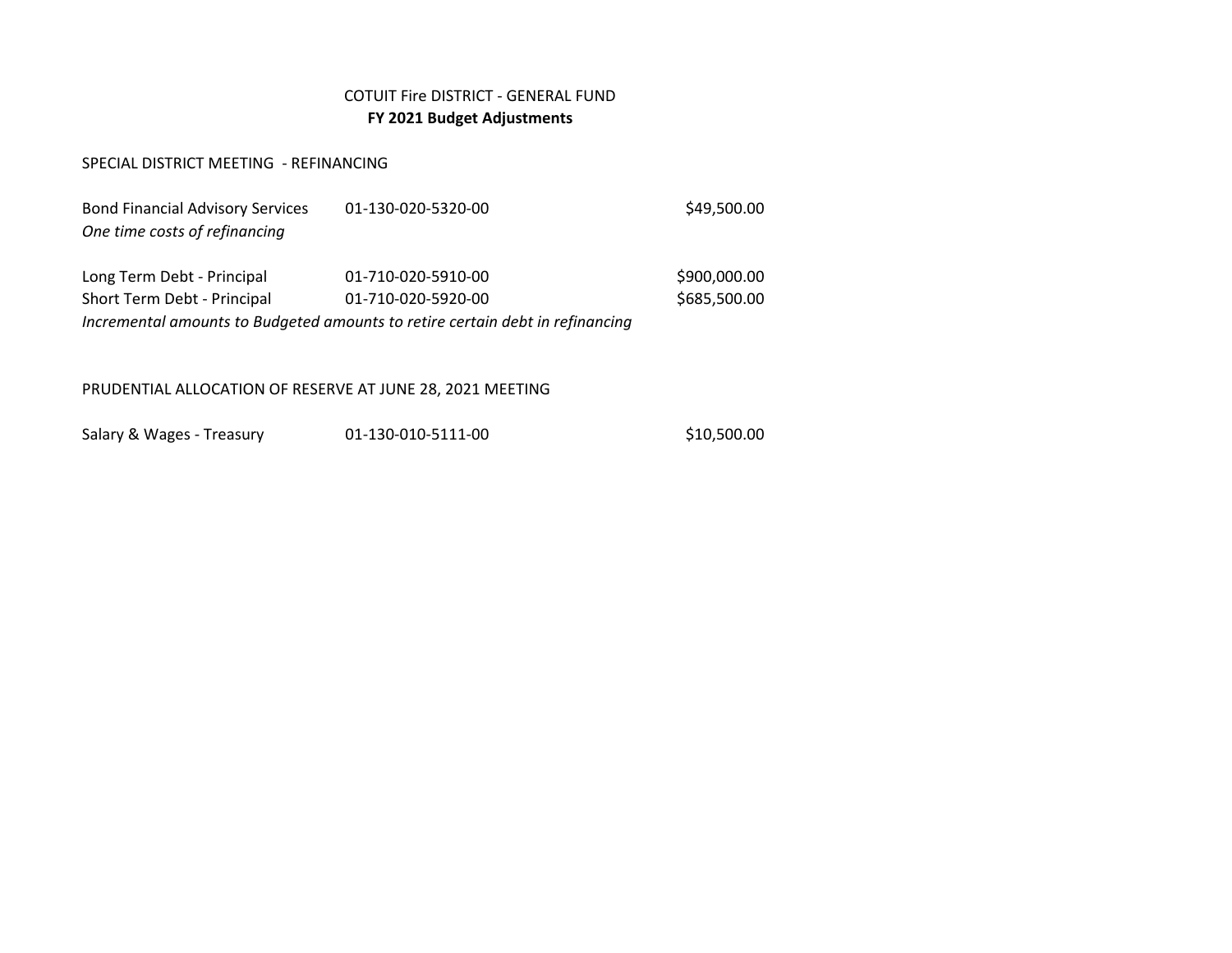# COTUIT Fire DISTRICT - GENERAL FUND

## FY 2021 Budget Adjustments

SPECIAL DISTRICT MEETING - REFINANCING

| | | |
|---|---|---|
| Bond Financial Advisory Services | 01-130-020-5320-00 | $49,500.00 |
| *One time costs of refinancing* | | |
| | | |
| Long Term Debt - Principal | 01-710-020-5910-00 | $900,000.00 |
| Short Term Debt - Principal | 01-710-020-5920-00 | $685,500.00 |

*Incremental amounts to Budgeted amounts to retire certain debt in refinancing*

PRUDENTIAL ALLOCATION OF RESERVE AT JUNE 28, 2021 MEETING

| | | |
|---|---|---|
| Salary & Wages - Treasury | 01-130-010-5111-00 | $10,500.00 |